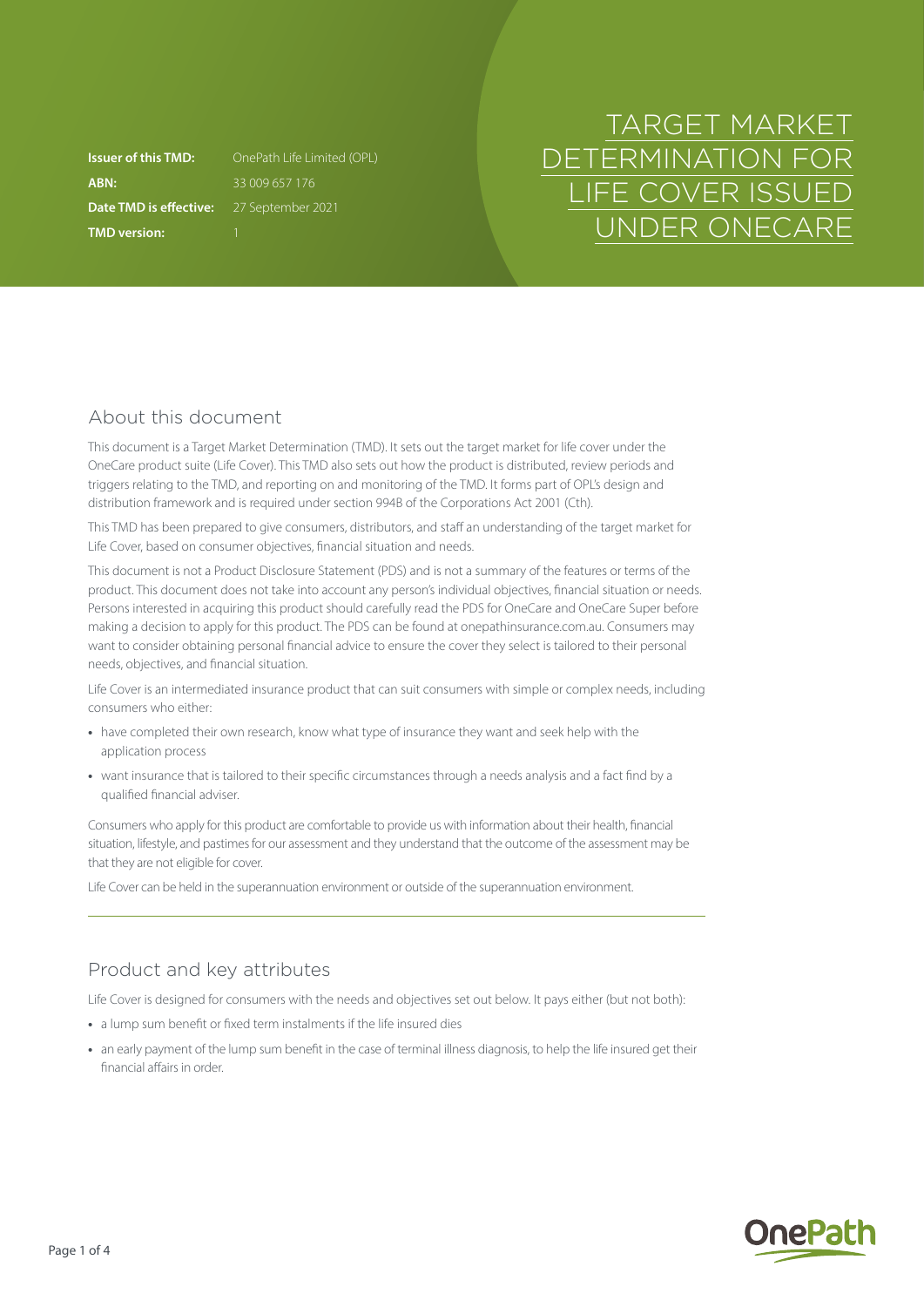# TARGET MARKET DETERMINATION FOR LIFE COVER ISSUED UNDER ONECARE

| | |
|---|---|
| **Issuer of this TMD:** | OnePath Life Limited (OPL) |
| **ABN:** | 33 009 657 176 |
| **Date TMD is effective:** | 27 September 2021 |
| **TMD version:** | 1 |

## About this document

This document is a Target Market Determination (TMD). It sets out the target market for life cover under the OneCare product suite (Life Cover). This TMD also sets out how the product is distributed, review periods and triggers relating to the TMD, and reporting on and monitoring of the TMD. It forms part of OPL's design and distribution framework and is required under section 994B of the Corporations Act 2001 (Cth).

This TMD has been prepared to give consumers, distributors, and staff an understanding of the target market for Life Cover, based on consumer objectives, financial situation and needs.

This document is not a Product Disclosure Statement (PDS) and is not a summary of the features or terms of the product. This document does not take into account any person's individual objectives, financial situation or needs. Persons interested in acquiring this product should carefully read the PDS for OneCare and OneCare Super before making a decision to apply for this product. The PDS can be found at onepathinsurance.com.au. Consumers may want to consider obtaining personal financial advice to ensure the cover they select is tailored to their personal needs, objectives, and financial situation.

Life Cover is an intermediated insurance product that can suit consumers with simple or complex needs, including consumers who either:

- have completed their own research, know what type of insurance they want and seek help with the application process
- want insurance that is tailored to their specific circumstances through a needs analysis and a fact find by a qualified financial adviser.

Consumers who apply for this product are comfortable to provide us with information about their health, financial situation, lifestyle, and pastimes for our assessment and they understand that the outcome of the assessment may be that they are not eligible for cover.

Life Cover can be held in the superannuation environment or outside of the superannuation environment.

## Product and key attributes

Life Cover is designed for consumers with the needs and objectives set out below. It pays either (but not both):

- a lump sum benefit or fixed term instalments if the life insured dies
- an early payment of the lump sum benefit in the case of terminal illness diagnosis, to help the life insured get their financial affairs in order.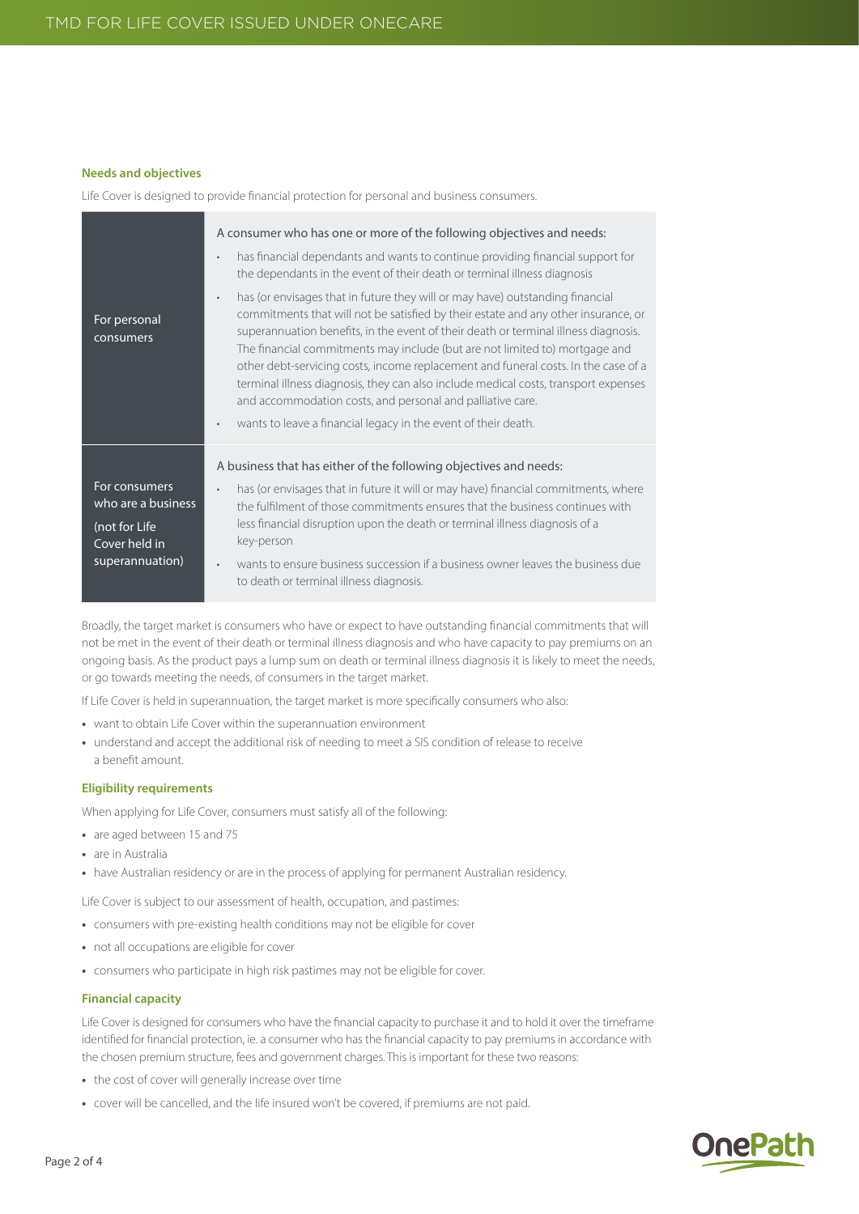### Needs and objectives

Life Cover is designed to provide financial protection for personal and business consumers.

| | |
|---|---|
| For personal consumers | A consumer who has one or more of the following objectives and needs:<br>• has financial dependants and wants to continue providing financial support for the dependants in the event of their death or terminal illness diagnosis<br>• has (or envisages that in future they will or may have) outstanding financial commitments that will not be satisfied by their estate and any other insurance, or superannuation benefits, in the event of their death or terminal illness diagnosis. The financial commitments may include (but are not limited to) mortgage and other debt-servicing costs, income replacement and funeral costs. In the case of a terminal illness diagnosis, they can also include medical costs, transport expenses and accommodation costs, and personal and palliative care.<br>• wants to leave a financial legacy in the event of their death. |
| For consumers who are a business (not for Life Cover held in superannuation) | A business that has either of the following objectives and needs:<br>• has (or envisages that in future it will or may have) financial commitments, where the fulfilment of those commitments ensures that the business continues with less financial disruption upon the death or terminal illness diagnosis of a key-person<br>• wants to ensure business succession if a business owner leaves the business due to death or terminal illness diagnosis. |

Broadly, the target market is consumers who have or expect to have outstanding financial commitments that will not be met in the event of their death or terminal illness diagnosis and who have capacity to pay premiums on an ongoing basis. As the product pays a lump sum on death or terminal illness diagnosis it is likely to meet the needs, or go towards meeting the needs, of consumers in the target market.

If Life Cover is held in superannuation, the target market is more specifically consumers who also:

- want to obtain Life Cover within the superannuation environment
- understand and accept the additional risk of needing to meet a SIS condition of release to receive a benefit amount.

### Eligibility requirements

When applying for Life Cover, consumers must satisfy all of the following:

- are aged between 15 and 75
- are in Australia
- have Australian residency or are in the process of applying for permanent Australian residency.

Life Cover is subject to our assessment of health, occupation, and pastimes:

- consumers with pre-existing health conditions may not be eligible for cover
- not all occupations are eligible for cover
- consumers who participate in high risk pastimes may not be eligible for cover.

### Financial capacity

Life Cover is designed for consumers who have the financial capacity to purchase it and to hold it over the timeframe identified for financial protection, ie. a consumer who has the financial capacity to pay premiums in accordance with the chosen premium structure, fees and government charges. This is important for these two reasons:

- the cost of cover will generally increase over time
- cover will be cancelled, and the life insured won't be covered, if premiums are not paid.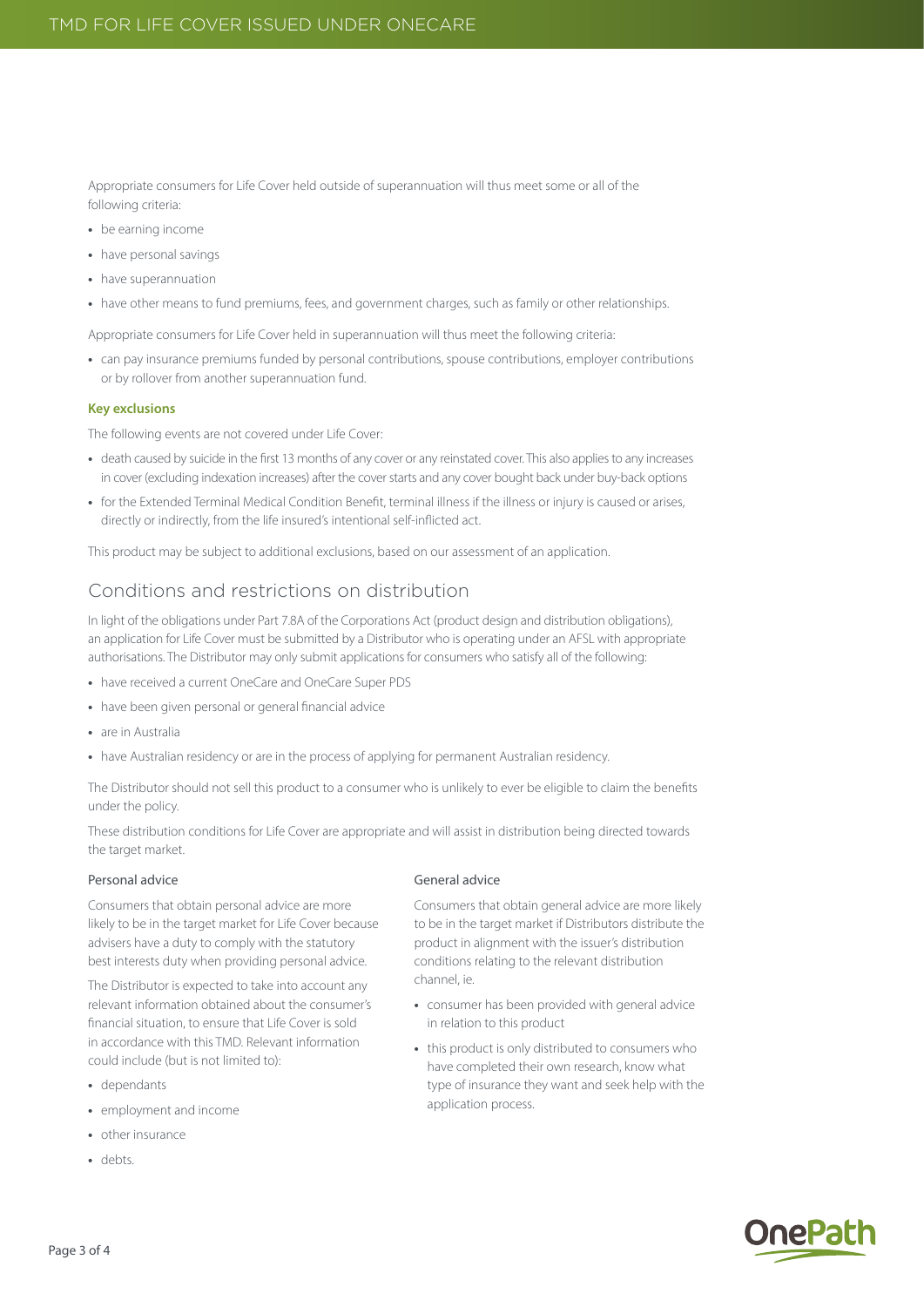Appropriate consumers for Life Cover held outside of superannuation will thus meet some or all of the following criteria:

- be earning income
- have personal savings
- have superannuation
- have other means to fund premiums, fees, and government charges, such as family or other relationships.

Appropriate consumers for Life Cover held in superannuation will thus meet the following criteria:

- can pay insurance premiums funded by personal contributions, spouse contributions, employer contributions or by rollover from another superannuation fund.

**Key exclusions**

The following events are not covered under Life Cover:

- death caused by suicide in the first 13 months of any cover or any reinstated cover. This also applies to any increases in cover (excluding indexation increases) after the cover starts and any cover bought back under buy-back options
- for the Extended Terminal Medical Condition Benefit, terminal illness if the illness or injury is caused or arises, directly or indirectly, from the life insured's intentional self-inflicted act.

This product may be subject to additional exclusions, based on our assessment of an application.

## Conditions and restrictions on distribution

In light of the obligations under Part 7.8A of the Corporations Act (product design and distribution obligations), an application for Life Cover must be submitted by a Distributor who is operating under an AFSL with appropriate authorisations. The Distributor may only submit applications for consumers who satisfy all of the following:

- have received a current OneCare and OneCare Super PDS
- have been given personal or general financial advice
- are in Australia
- have Australian residency or are in the process of applying for permanent Australian residency.

The Distributor should not sell this product to a consumer who is unlikely to ever be eligible to claim the benefits under the policy.

These distribution conditions for Life Cover are appropriate and will assist in distribution being directed towards the target market.

### Personal advice

Consumers that obtain personal advice are more likely to be in the target market for Life Cover because advisers have a duty to comply with the statutory best interests duty when providing personal advice.

The Distributor is expected to take into account any relevant information obtained about the consumer's financial situation, to ensure that Life Cover is sold in accordance with this TMD. Relevant information could include (but is not limited to):

- dependants
- employment and income
- other insurance
- debts.

### General advice

Consumers that obtain general advice are more likely to be in the target market if Distributors distribute the product in alignment with the issuer's distribution conditions relating to the relevant distribution channel, ie.

- consumer has been provided with general advice in relation to this product
- this product is only distributed to consumers who have completed their own research, know what type of insurance they want and seek help with the application process.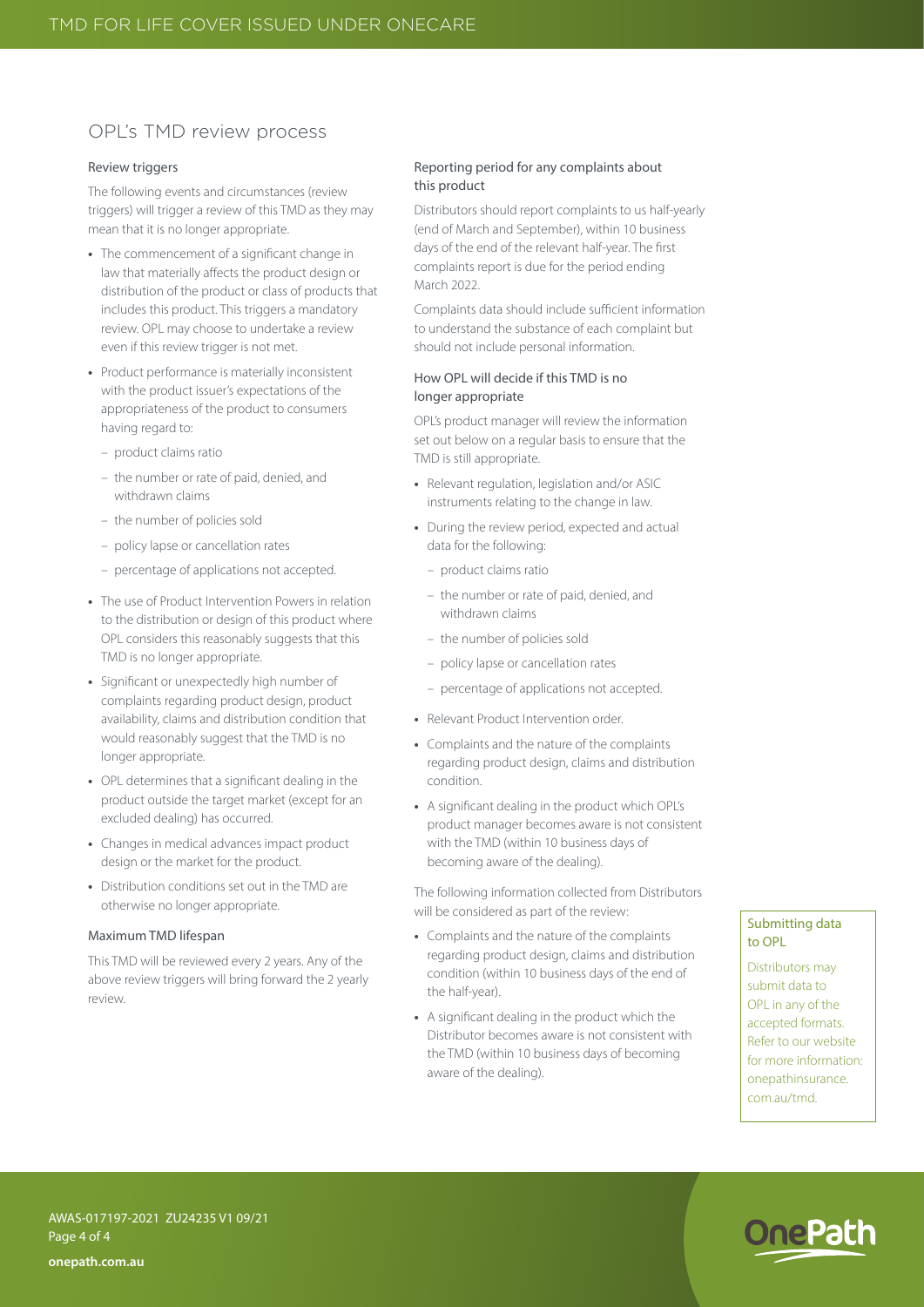## OPL's TMD review process

### Review triggers

The following events and circumstances (review triggers) will trigger a review of this TMD as they may mean that it is no longer appropriate.

- The commencement of a significant change in law that materially affects the product design or distribution of the product or class of products that includes this product. This triggers a mandatory review. OPL may choose to undertake a review even if this review trigger is not met.
- Product performance is materially inconsistent with the product issuer's expectations of the appropriateness of the product to consumers having regard to:
  - product claims ratio
  - the number or rate of paid, denied, and withdrawn claims
  - the number of policies sold
  - policy lapse or cancellation rates
  - percentage of applications not accepted.
- The use of Product Intervention Powers in relation to the distribution or design of this product where OPL considers this reasonably suggests that this TMD is no longer appropriate.
- Significant or unexpectedly high number of complaints regarding product design, product availability, claims and distribution condition that would reasonably suggest that the TMD is no longer appropriate.
- OPL determines that a significant dealing in the product outside the target market (except for an excluded dealing) has occurred.
- Changes in medical advances impact product design or the market for the product.
- Distribution conditions set out in the TMD are otherwise no longer appropriate.

### Maximum TMD lifespan

This TMD will be reviewed every 2 years. Any of the above review triggers will bring forward the 2 yearly review.

### Reporting period for any complaints about this product

Distributors should report complaints to us half-yearly (end of March and September), within 10 business days of the end of the relevant half-year. The first complaints report is due for the period ending March 2022.

Complaints data should include sufficient information to understand the substance of each complaint but should not include personal information.

### How OPL will decide if this TMD is no longer appropriate

OPL's product manager will review the information set out below on a regular basis to ensure that the TMD is still appropriate.

- Relevant regulation, legislation and/or ASIC instruments relating to the change in law.
- During the review period, expected and actual data for the following:
  - product claims ratio
  - the number or rate of paid, denied, and withdrawn claims
  - the number of policies sold
  - policy lapse or cancellation rates
  - percentage of applications not accepted.
- Relevant Product Intervention order.
- Complaints and the nature of the complaints regarding product design, claims and distribution condition.
- A significant dealing in the product which OPL's product manager becomes aware is not consistent with the TMD (within 10 business days of becoming aware of the dealing).

The following information collected from Distributors will be considered as part of the review:

- Complaints and the nature of the complaints regarding product design, claims and distribution condition (within 10 business days of the end of the half-year).
- A significant dealing in the product which the Distributor becomes aware is not consistent with the TMD (within 10 business days of becoming aware of the dealing).

#### Submitting data to OPL

Distributors may submit data to OPL in any of the accepted formats. Refer to our website for more information: onepathinsurance.com.au/tmd.

AWAS-017197-2021 ZU24235 V1 09/21